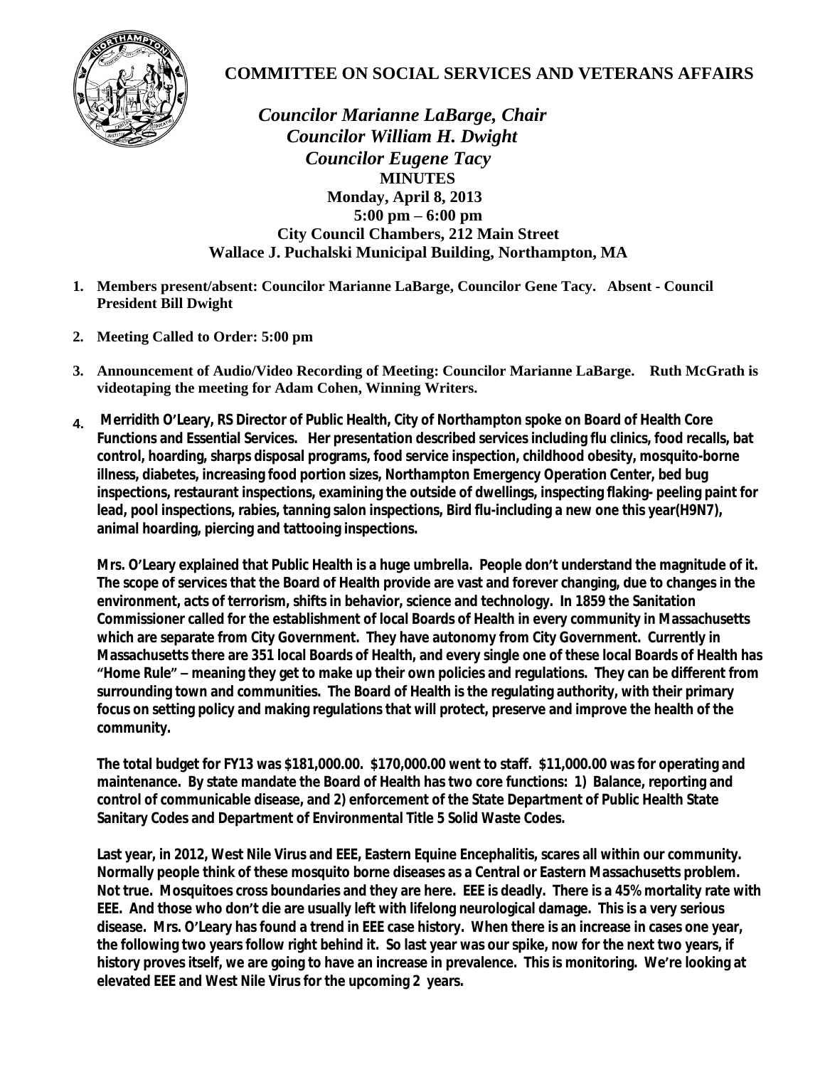# COMMITTEE ON SOCIAL SERVICES AND VETERANS AFFAIRS

*Councilor Marianne LaBarge, Chair*
*Councilor William H. Dwight*
*Councilor Eugene Tacy*

**MINUTES**
**Monday, April 8, 2013**
**5:00 pm – 6:00 pm**
**City Council Chambers, 212 Main Street**
**Wallace J. Puchalski Municipal Building, Northampton, MA**

1. **Members present/absent: Councilor Marianne LaBarge, Councilor Gene Tacy. Absent - Council President Bill Dwight**

2. **Meeting Called to Order: 5:00 pm**

3. **Announcement of Audio/Video Recording of Meeting: Councilor Marianne LaBarge. Ruth McGrath is videotaping the meeting for Adam Cohen, Winning Writers.**

4. **Merridith O'Leary, RS Director of Public Health, City of Northampton spoke on Board of Health Core Functions and Essential Services. Her presentation described services including flu clinics, food recalls, bat control, hoarding, sharps disposal programs, food service inspection, childhood obesity, mosquito-borne illness, diabetes, increasing food portion sizes, Northampton Emergency Operation Center, bed bug inspections, restaurant inspections, examining the outside of dwellings, inspecting flaking- peeling paint for lead, pool inspections, rabies, tanning salon inspections, Bird flu-including a new one this year(H9N7), animal hoarding, piercing and tattooing inspections.**

   **Mrs. O'Leary explained that Public Health is a huge umbrella. People don't understand the magnitude of it. The scope of services that the Board of Health provide are vast and forever changing, due to changes in the environment, acts of terrorism, shifts in behavior, science and technology. In 1859 the Sanitation Commissioner called for the establishment of local Boards of Health in every community in Massachusetts which are separate from City Government. They have autonomy from City Government. Currently in Massachusetts there are 351 local Boards of Health, and every single one of these local Boards of Health has "Home Rule" – meaning they get to make up their own policies and regulations. They can be different from surrounding town and communities. The Board of Health is the regulating authority, with their primary focus on setting policy and making regulations that will protect, preserve and improve the health of the community.**

   **The total budget for FY13 was $181,000.00. $170,000.00 went to staff. $11,000.00 was for operating and maintenance. By state mandate the Board of Health has two core functions: 1) Balance, reporting and control of communicable disease, and 2) enforcement of the State Department of Public Health State Sanitary Codes and Department of Environmental Title 5 Solid Waste Codes.**

   **Last year, in 2012, West Nile Virus and EEE, Eastern Equine Encephalitis, scares all within our community. Normally people think of these mosquito borne diseases as a Central or Eastern Massachusetts problem. Not true. Mosquitoes cross boundaries and they are here. EEE is deadly. There is a 45% mortality rate with EEE. And those who don't die are usually left with lifelong neurological damage. This is a very serious disease. Mrs. O'Leary has found a trend in EEE case history. When there is an increase in cases one year, the following two years follow right behind it. So last year was our spike, now for the next two years, if history proves itself, we are going to have an increase in prevalence. This is monitoring. We're looking at elevated EEE and West Nile Virus for the upcoming 2 years.**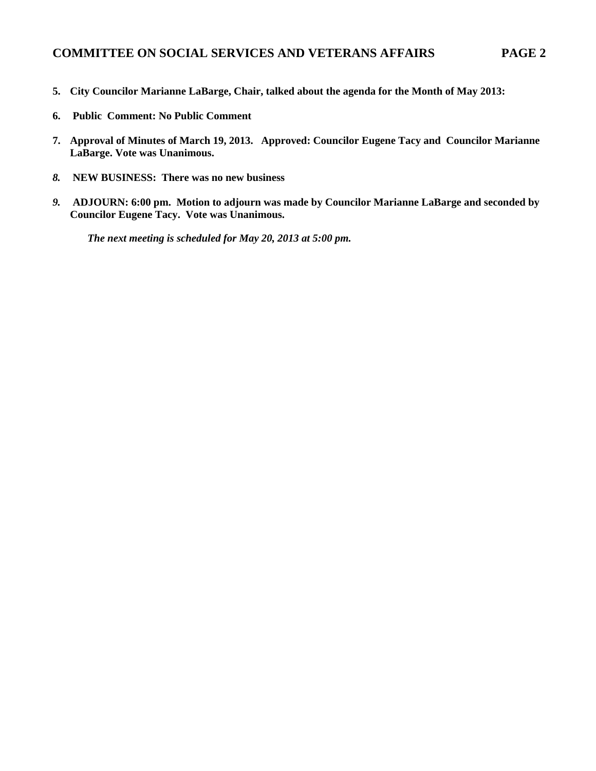5. **City Councilor Marianne LaBarge, Chair, talked about the agenda for the Month of May 2013:**

6. **Public Comment: No Public Comment**

7. **Approval of Minutes of March 19, 2013. Approved: Councilor Eugene Tacy and Councilor Marianne LaBarge. Vote was Unanimous.**

8. **NEW BUSINESS: There was no new business**

9. **ADJOURN: 6:00 pm. Motion to adjourn was made by Councilor Marianne LaBarge and seconded by Councilor Eugene Tacy. Vote was Unanimous.**

***The next meeting is scheduled for May 20, 2013 at 5:00 pm.***